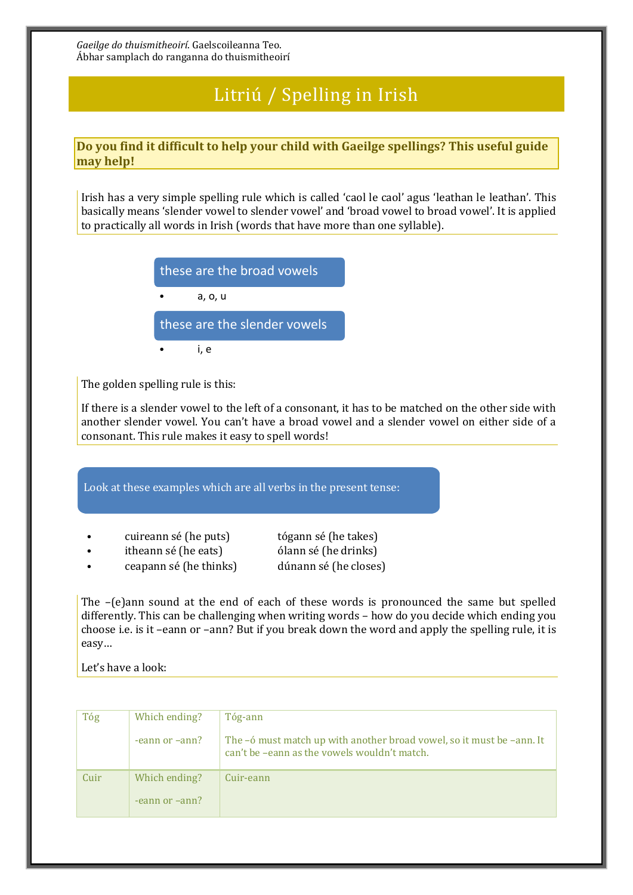*Gaeilge do thuismitheoirí*. Gaelscoileanna Teo.
Ábhar samplach do ranganna do thuismitheoirí

# Litriú / Spelling in Irish

**Do you find it difficult to help your child with Gaeilge spellings? This useful guide may help!**

Irish has a very simple spelling rule which is called 'caol le caol' agus 'leathan le leathan'. This basically means 'slender vowel to slender vowel' and 'broad vowel to broad vowel'. It is applied to practically all words in Irish (words that have more than one syllable).

these are the broad vowels

- a, o, u

these are the slender vowels

- i, e

The golden spelling rule is this:

If there is a slender vowel to the left of a consonant, it has to be matched on the other side with another slender vowel. You can't have a broad vowel and a slender vowel on either side of a consonant. This rule makes it easy to spell words!

Look at these examples which are all verbs in the present tense:

- cuireann sé (he puts)
- itheann sé (he eats)
- ceapann sé (he thinks)

tógann sé (he takes)
ólann sé (he drinks)
dúnann sé (he closes)

The –(e)ann sound at the end of each of these words is pronounced the same but spelled differently. This can be challenging when writing words – how do you decide which ending you choose i.e. is it –eann or –ann? But if you break down the word and apply the spelling rule, it is easy…

Let's have a look:

| | | |
|---|---|---|
| Tóg | Which ending?<br><br>-eann or –ann? | Tóg-ann<br><br>The –ó must match up with another broad vowel, so it must be –ann. It can't be –eann as the vowels wouldn't match. |
| Cuir | Which ending?<br><br>-eann or –ann? | Cuir-eann |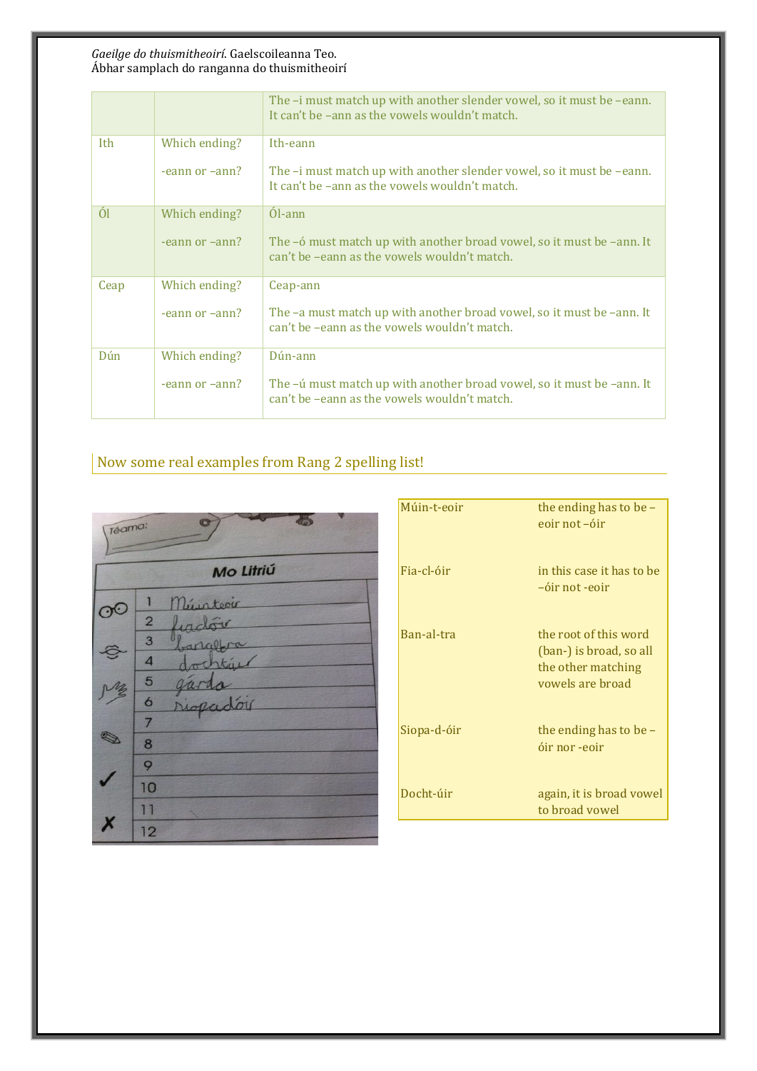| | | The –i must match up with another slender vowel, so it must be –eann. It can't be –ann as the vowels wouldn't match. |
|---|---|---|
| Ith | Which ending?<br><br>-eann or –ann? | Ith-eann<br><br>The –i must match up with another slender vowel, so it must be –eann. It can't be –ann as the vowels wouldn't match. |
| Ól | Which ending?<br><br>-eann or –ann? | Ól-ann<br><br>The –ó must match up with another broad vowel, so it must be –ann. It can't be –eann as the vowels wouldn't match. |
| Ceap | Which ending?<br><br>-eann or –ann? | Ceap-ann<br><br>The –a must match up with another broad vowel, so it must be –ann. It can't be –eann as the vowels wouldn't match. |
| Dún | Which ending?<br><br>-eann or –ann? | Dún-ann<br><br>The –ú must match up with another broad vowel, so it must be –ann. It can't be –eann as the vowels wouldn't match. |

## Now some real examples from Rang 2 spelling list!

| | |
|---|---|
| Múin-t-eoir | the ending has to be –eoir not –óir |
| Fia-cl-óir | in this case it has to be –óir not -eoir |
| Ban-al-tra | the root of this word (ban-) is broad, so all the other matching vowels are broad |
| Siopa-d-óir | the ending has to be –óir nor -eoir |
| Docht-úir | again, it is broad vowel to broad vowel |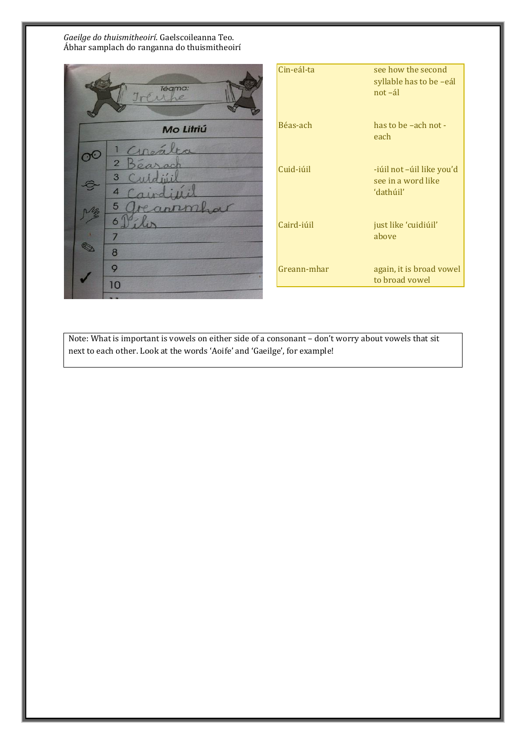*Gaeilge do thuismitheoirí*. Gaelscoileanna Teo.
Ábhar samplach do ranganna do thuismitheoirí

Téama: Tréithe

Mo Litriú

1 Cineálta
2 Béasach
3 Cuidiúil
4 Cairdiúil
5 Greannmhar
6 Dílis
7
8
9
10

| | |
|---|---|
| Cin-eál-ta | see how the second syllable has to be –eál not –ál |
| Béas-ach | has to be –ach not -each |
| Cuid-iúil | -iúil not –úil like you'd see in a word like 'dathúil' |
| Caird-iúil | just like 'cuidiúil' above |
| Greann-mhar | again, it is broad vowel to broad vowel |

Note: What is important is vowels on either side of a consonant – don't worry about vowels that sit next to each other. Look at the words 'Aoife' and 'Gaeilge', for example!